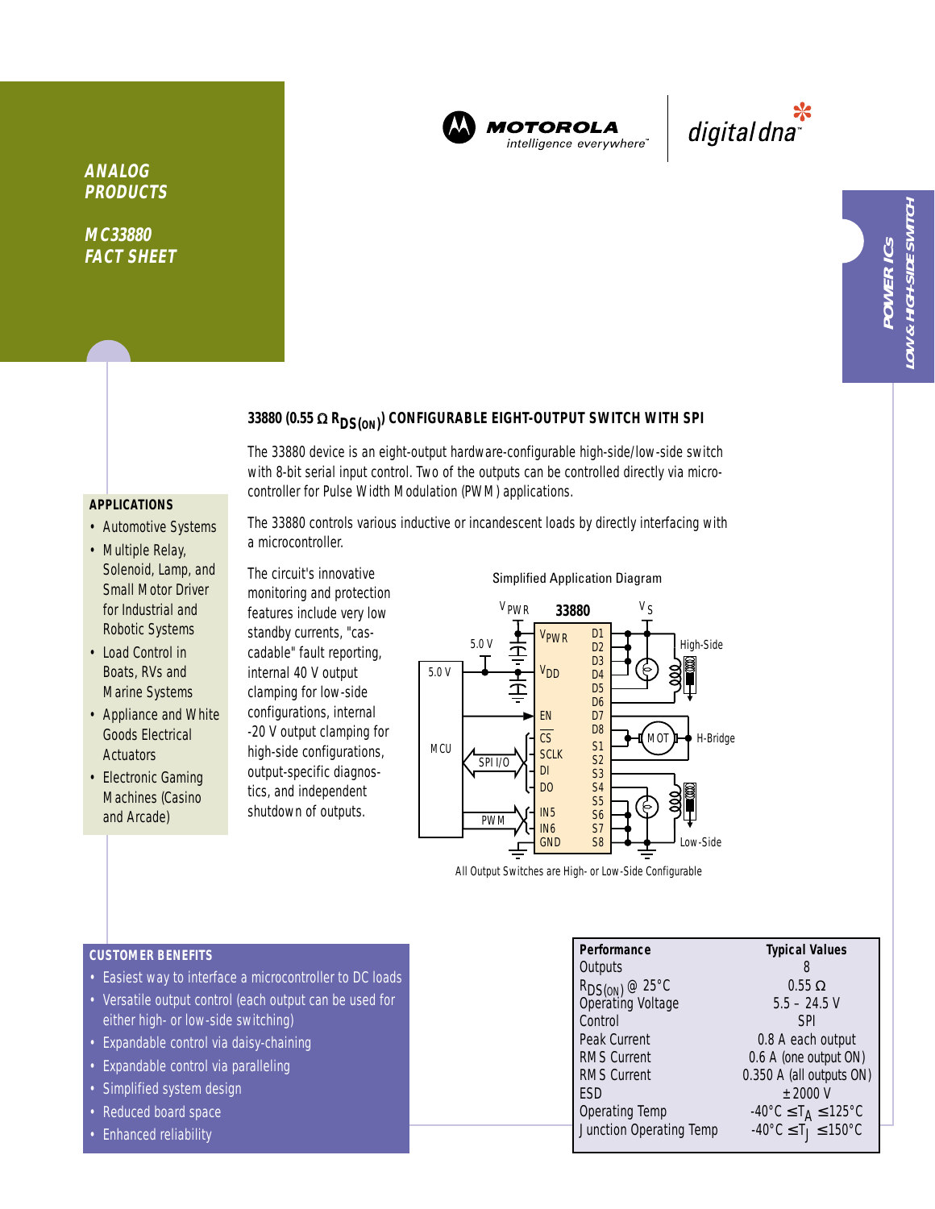**ANALOG PRODUCTS**

**MC33880 FACT SHEET**

MOTOROLA — intelligence everywhere™ | digital dna™

POWER ICs — LOW & HIGH-SIDE SWITCH

# 33880 (0.55 Ω $R_{DS(ON)}$) CONFIGURABLE EIGHT-OUTPUT SWITCH WITH SPI

The 33880 device is an eight-output hardware-configurable high-side/low-side switch with 8-bit serial input control. Two of the outputs can be controlled directly via microcontroller for Pulse Width Modulation (PWM) applications.

The 33880 controls various inductive or incandescent loads by directly interfacing with a microcontroller.

The circuit's innovative monitoring and protection features include very low standby currents, "cascadable" fault reporting, internal 40 V output clamping for low-side configurations, internal -20 V output clamping for high-side configurations, output-specific diagnostics, and independent shutdown of outputs.

Simplified Application Diagram

All Output Switches are High- or Low-Side Configurable

## APPLICATIONS

- Automotive Systems
- Multiple Relay, Solenoid, Lamp, and Small Motor Driver for Industrial and Robotic Systems
- Load Control in Boats, RVs and Marine Systems
- Appliance and White Goods Electrical Actuators
- Electronic Gaming Machines (Casino and Arcade)

## CUSTOMER BENEFITS

- Easiest way to interface a microcontroller to DC loads
- Versatile output control (each output can be used for either high- or low-side switching)
- Expandable control via daisy-chaining
- Expandable control via paralleling
- Simplified system design
- Reduced board space
- Enhanced reliability

| Performance | Typical Values |
|---|---|
| Outputs | 8 |
| $R_{DS(ON)}$ @ 25°C | 0.55 Ω |
| Operating Voltage | 5.5 – 24.5 V |
| Control | SPI |
| Peak Current | 0.8 A each output |
| RMS Current | 0.6 A (one output ON) |
| RMS Current | 0.350 A (all outputs ON) |
| ESD | ±2000 V |
| Operating Temp | -40°C ≤ $T_A$ ≤ 125°C |
| Junction Operating Temp | -40°C ≤ $T_J$ ≤ 150°C |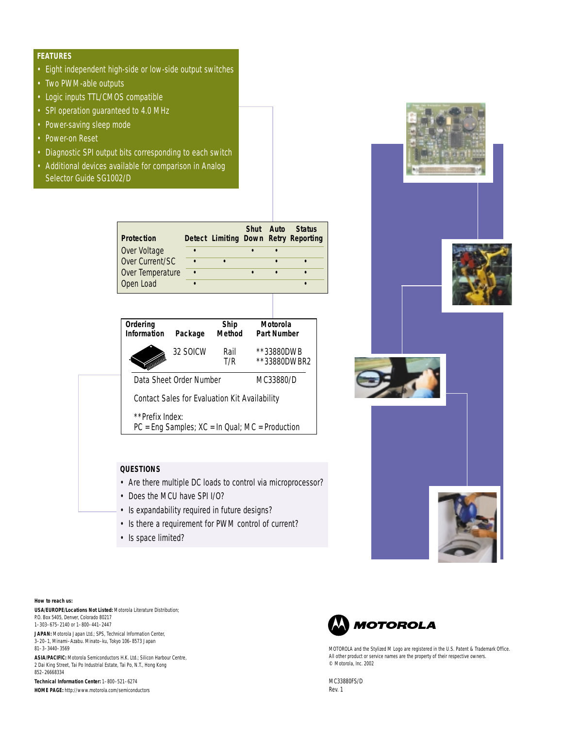## FEATURES

- Eight independent high-side or low-side output switches
- Two PWM-able outputs
- Logic inputs TTL/CMOS compatible
- SPI operation guaranteed to 4.0 MHz
- Power-saving sleep mode
- Power-on Reset
- Diagnostic SPI output bits corresponding to each switch
- Additional devices available for comparison in Analog Selector Guide SG1002/D

| Protection | Detect | Limiting | Shut Down | Auto Retry | Status Reporting |
|---|---|---|---|---|---|
| Over Voltage | • | | • | • | |
| Over Current/SC | • | • | | • | • |
| Over Temperature | • | | • | • | • |
| Open Load | • | | | | • |

| Ordering Information | Package | Ship Method | Motorola Part Number |
|---|---|---|---|
| | 32 SOICW | Rail | **33880DWB |
| | | T/R | **33880DWBR2 |
| Data Sheet Order Number | | | MC33880/D |
| Contact Sales for Evaluation Kit Availability | | | |
| **Prefix Index: PC = Eng Samples; XC = In Qual; MC = Production | | | |

## QUESTIONS

- Are there multiple DC loads to control via microprocessor?
- Does the MCU have SPI I/O?
- Is expandability required in future designs?
- Is there a requirement for PWM control of current?
- Is space limited?

**How to reach us:**

**USA/EUROPE/Locations Not Listed:** Motorola Literature Distribution; P.O. Box 5405, Denver, Colorado 80217
1–303–675–2140 or 1–800–441–2447

**JAPAN:** Motorola Japan Ltd.; SPS, Technical Information Center, 3–20–1, Minami–Azabu. Minato–ku, Tokyo 106–8573 Japan
81–3–3440–3569

**ASIA/PACIFIC:** Motorola Semiconductors H.K. Ltd.; Silicon Harbour Centre, 2 Dai King Street, Tai Po Industrial Estate, Tai Po, N.T., Hong Kong
852–26668334

**Technical Information Center:** 1–800–521–6274

**HOME PAGE:** http://www.motorola.com/semiconductors

MOTOROLA

MOTOROLA and the Stylized M Logo are registered in the U.S. Patent & Trademark Office. All other product or service names are the property of their respective owners.
© Motorola, Inc. 2002

MC33880FS/D
Rev. 1